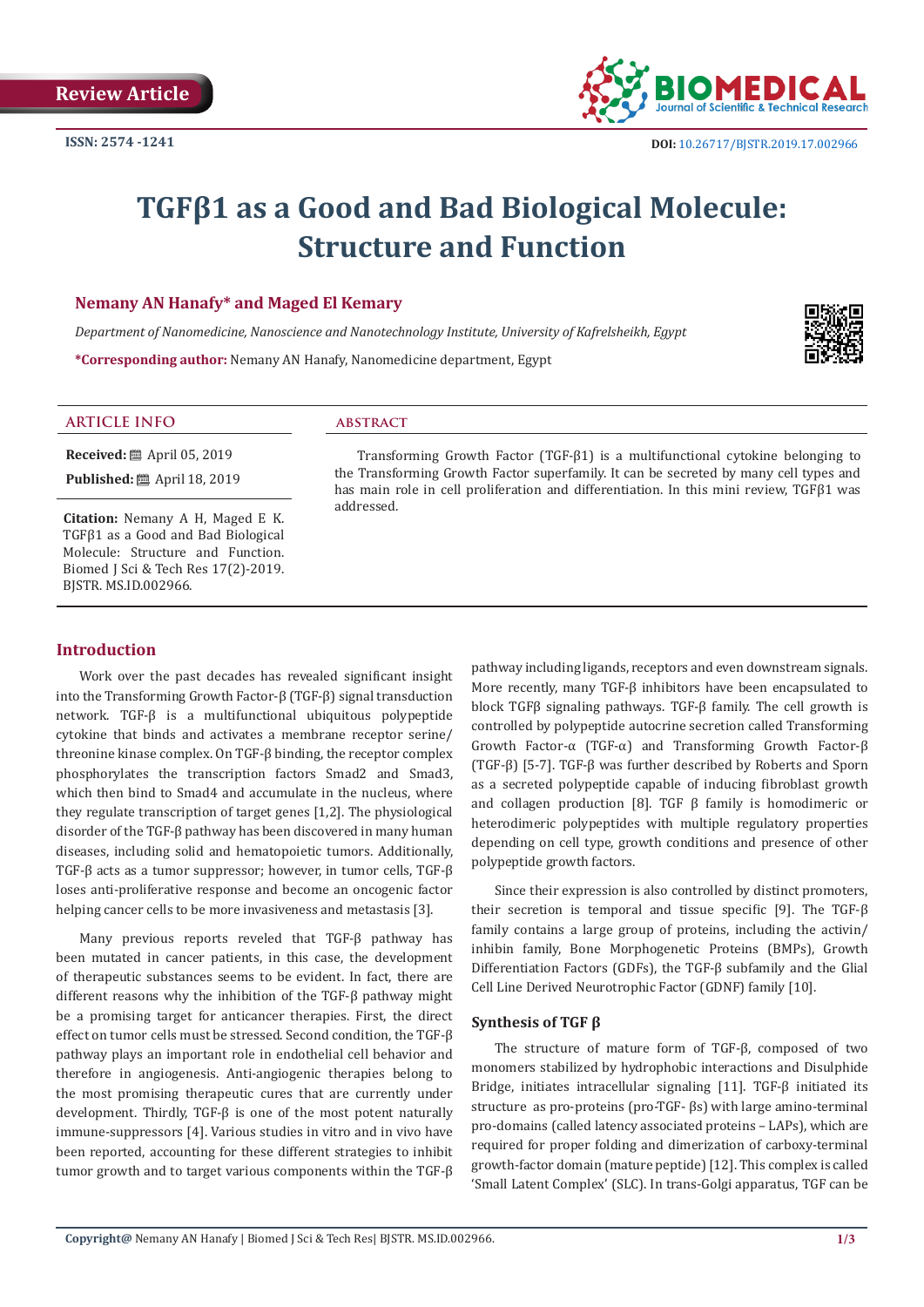Review Article

ISSN: 2574 -1241

DOI: 10.26717/BJSTR.2019.17.002966

# TGFβ1 as a Good and Bad Biological Molecule: Structure and Function

**Nemany AN Hanafy\* and Maged El Kemary**

*Department of Nanomedicine, Nanoscience and Nanotechnology Institute, University of Kafrelsheikh, Egypt*

**\*Corresponding author:** Nemany AN Hanafy, Nanomedicine department, Egypt

## ARTICLE INFO

**Received:** April 05, 2019

**Published:** April 18, 2019

**Citation:** Nemany A H, Maged E K. TGFβ1 as a Good and Bad Biological Molecule: Structure and Function. Biomed J Sci & Tech Res 17(2)-2019. BJSTR. MS.ID.002966.

## ABSTRACT

Transforming Growth Factor (TGF-β1) is a multifunctional cytokine belonging to the Transforming Growth Factor superfamily. It can be secreted by many cell types and has main role in cell proliferation and differentiation. In this mini review, TGFβ1 was addressed.

## Introduction

Work over the past decades has revealed significant insight into the Transforming Growth Factor-β (TGF-β) signal transduction network. TGF-β is a multifunctional ubiquitous polypeptide cytokine that binds and activates a membrane receptor serine/threonine kinase complex. On TGF-β binding, the receptor complex phosphorylates the transcription factors Smad2 and Smad3, which then bind to Smad4 and accumulate in the nucleus, where they regulate transcription of target genes [1,2]. The physiological disorder of the TGF-β pathway has been discovered in many human diseases, including solid and hematopoietic tumors. Additionally, TGF-β acts as a tumor suppressor; however, in tumor cells, TGF-β loses anti-proliferative response and become an oncogenic factor helping cancer cells to be more invasiveness and metastasis [3].

Many previous reports revealed that TGF-β pathway has been mutated in cancer patients, in this case, the development of therapeutic substances seems to be evident. In fact, there are different reasons why the inhibition of the TGF-β pathway might be a promising target for anticancer therapies. First, the direct effect on tumor cells must be stressed. Second condition, the TGF-β pathway plays an important role in endothelial cell behavior and therefore in angiogenesis. Anti-angiogenic therapies belong to the most promising therapeutic cures that are currently under development. Thirdly, TGF-β is one of the most potent naturally immune-suppressors [4]. Various studies in vitro and in vivo have been reported, accounting for these different strategies to inhibit tumor growth and to target various components within the TGF-β pathway including ligands, receptors and even downstream signals. More recently, many TGF-β inhibitors have been encapsulated to block TGFβ signaling pathways. TGF-β family. The cell growth is controlled by polypeptide autocrine secretion called Transforming Growth Factor-α (TGF-α) and Transforming Growth Factor-β (TGF-β) [5-7]. TGF-β was further described by Roberts and Sporn as a secreted polypeptide capable of inducing fibroblast growth and collagen production [8]. TGF β family is homodimeric or heterodimeric polypeptides with multiple regulatory properties depending on cell type, growth conditions and presence of other polypeptide growth factors.

Since their expression is also controlled by distinct promoters, their secretion is temporal and tissue specific [9]. The TGF-β family contains a large group of proteins, including the activin/inhibin family, Bone Morphogenetic Proteins (BMPs), Growth Differentiation Factors (GDFs), the TGF-β subfamily and the Glial Cell Line Derived Neurotrophic Factor (GDNF) family [10].

### Synthesis of TGF β

The structure of mature form of TGF-β, composed of two monomers stabilized by hydrophobic interactions and Disulphide Bridge, initiates intracellular signaling [11]. TGF-β initiated its structure as pro-proteins (pro-TGF- βs) with large amino-terminal pro-domains (called latency associated proteins – LAPs), which are required for proper folding and dimerization of carboxy-terminal growth-factor domain (mature peptide) [12]. This complex is called 'Small Latent Complex' (SLC). In trans-Golgi apparatus, TGF can be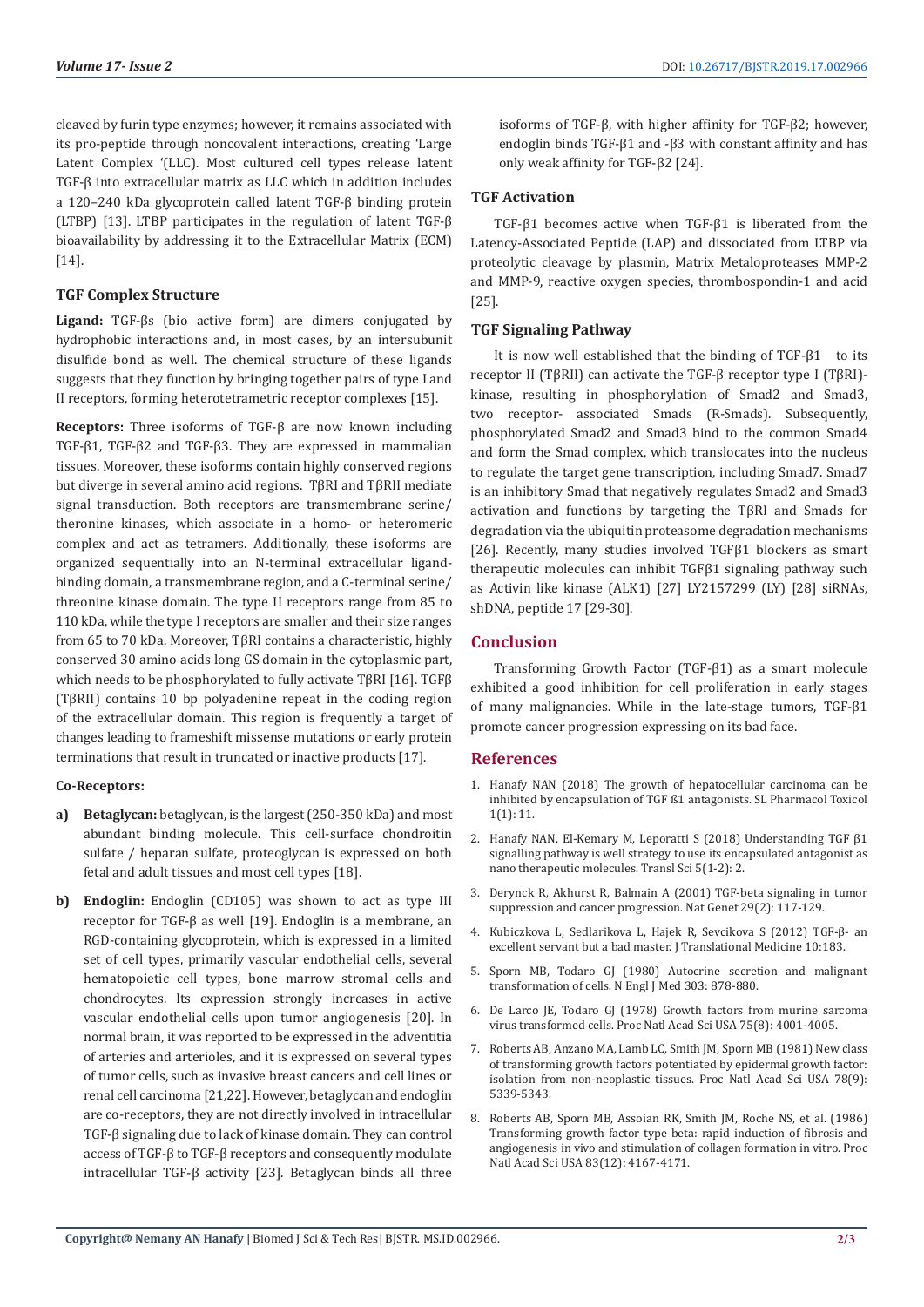cleaved by furin type enzymes; however, it remains associated with its pro-peptide through noncovalent interactions, creating 'Large Latent Complex '(LLC). Most cultured cell types release latent TGF-β into extracellular matrix as LLC which in addition includes a 120–240 kDa glycoprotein called latent TGF-β binding protein (LTBP) [13]. LTBP participates in the regulation of latent TGF-β bioavailability by addressing it to the Extracellular Matrix (ECM) [14].

## TGF Complex Structure

**Ligand:** TGF-βs (bio active form) are dimers conjugated by hydrophobic interactions and, in most cases, by an intersubunit disulfide bond as well. The chemical structure of these ligands suggests that they function by bringing together pairs of type I and II receptors, forming heterotetrametric receptor complexes [15].

**Receptors:** Three isoforms of TGF-β are now known including TGF-β1, TGF-β2 and TGF-β3. They are expressed in mammalian tissues. Moreover, these isoforms contain highly conserved regions but diverge in several amino acid regions. TβRI and TβRII mediate signal transduction. Both receptors are transmembrane serine/theronine kinases, which associate in a homo- or heteromeric complex and act as tetramers. Additionally, these isoforms are organized sequentially into an N-terminal extracellular ligand-binding domain, a transmembrane region, and a C-terminal serine/threonine kinase domain. The type II receptors range from 85 to 110 kDa, while the type I receptors are smaller and their size ranges from 65 to 70 kDa. Moreover, TβRI contains a characteristic, highly conserved 30 amino acids long GS domain in the cytoplasmic part, which needs to be phosphorylated to fully activate TβRI [16]. TGFβ (TβRII) contains 10 bp polyadenine repeat in the coding region of the extracellular domain. This region is frequently a target of changes leading to frameshift missense mutations or early protein terminations that result in truncated or inactive products [17].

**Co-Receptors:**

a) **Betaglycan:** betaglycan, is the largest (250-350 kDa) and most abundant binding molecule. This cell-surface chondroitin sulfate / heparan sulfate, proteoglycan is expressed on both fetal and adult tissues and most cell types [18].

b) **Endoglin:** Endoglin (CD105) was shown to act as type III receptor for TGF-β as well [19]. Endoglin is a membrane, an RGD-containing glycoprotein, which is expressed in a limited set of cell types, primarily vascular endothelial cells, several hematopoietic cell types, bone marrow stromal cells and chondrocytes. Its expression strongly increases in active vascular endothelial cells upon tumor angiogenesis [20]. In normal brain, it was reported to be expressed in the adventitia of arteries and arterioles, and it is expressed on several types of tumor cells, such as invasive breast cancers and cell lines or renal cell carcinoma [21,22]. However, betaglycan and endoglin are co-receptors, they are not directly involved in intracellular TGF-β signaling due to lack of kinase domain. They can control access of TGF-β to TGF-β receptors and consequently modulate intracellular TGF-β activity [23]. Betaglycan binds all three isoforms of TGF-β, with higher affinity for TGF-β2; however, endoglin binds TGF-β1 and -β3 with constant affinity and has only weak affinity for TGF-β2 [24].

## TGF Activation

TGF-β1 becomes active when TGF-β1 is liberated from the Latency-Associated Peptide (LAP) and dissociated from LTBP via proteolytic cleavage by plasmin, Matrix Metaloproteases MMP-2 and MMP-9, reactive oxygen species, thrombospondin-1 and acid [25].

## TGF Signaling Pathway

It is now well established that the binding of TGF-β1 to its receptor II (TβRII) can activate the TGF-β receptor type I (TβRI)-kinase, resulting in phosphorylation of Smad2 and Smad3, two receptor- associated Smads (R-Smads). Subsequently, phosphorylated Smad2 and Smad3 bind to the common Smad4 and form the Smad complex, which translocates into the nucleus to regulate the target gene transcription, including Smad7. Smad7 is an inhibitory Smad that negatively regulates Smad2 and Smad3 activation and functions by targeting the TβRI and Smads for degradation via the ubiquitin proteasome degradation mechanisms [26]. Recently, many studies involved TGFβ1 blockers as smart therapeutic molecules can inhibit TGFβ1 signaling pathway such as Activin like kinase (ALK1) [27] LY2157299 (LY) [28] siRNAs, shDNA, peptide 17 [29-30].

## Conclusion

Transforming Growth Factor (TGF-β1) as a smart molecule exhibited a good inhibition for cell proliferation in early stages of many malignancies. While in the late-stage tumors, TGF-β1 promote cancer progression expressing on its bad face.

## References

1. Hanafy NAN (2018) The growth of hepatocellular carcinoma can be inhibited by encapsulation of TGF ß1 antagonists. SL Pharmacol Toxicol 1(1): 11.
2. Hanafy NAN, El-Kemary M, Leporatti S (2018) Understanding TGF β1 signalling pathway is well strategy to use its encapsulated antagonist as nano therapeutic molecules. Transl Sci 5(1-2): 2.
3. Derynck R, Akhurst R, Balmain A (2001) TGF-beta signaling in tumor suppression and cancer progression. Nat Genet 29(2): 117-129.
4. Kubiczkova L, Sedlarikova L, Hajek R, Sevcikova S (2012) TGF-β- an excellent servant but a bad master. J Translational Medicine 10:183.
5. Sporn MB, Todaro GJ (1980) Autocrine secretion and malignant transformation of cells. N Engl J Med 303: 878-880.
6. De Larco JE, Todaro GJ (1978) Growth factors from murine sarcoma virus transformed cells. Proc Natl Acad Sci USA 75(8): 4001-4005.
7. Roberts AB, Anzano MA, Lamb LC, Smith JM, Sporn MB (1981) New class of transforming growth factors potentiated by epidermal growth factor: isolation from non-neoplastic tissues. Proc Natl Acad Sci USA 78(9): 5339-5343.
8. Roberts AB, Sporn MB, Assoian RK, Smith JM, Roche NS, et al. (1986) Transforming growth factor type beta: rapid induction of fibrosis and angiogenesis in vivo and stimulation of collagen formation in vitro. Proc Natl Acad Sci USA 83(12): 4167-4171.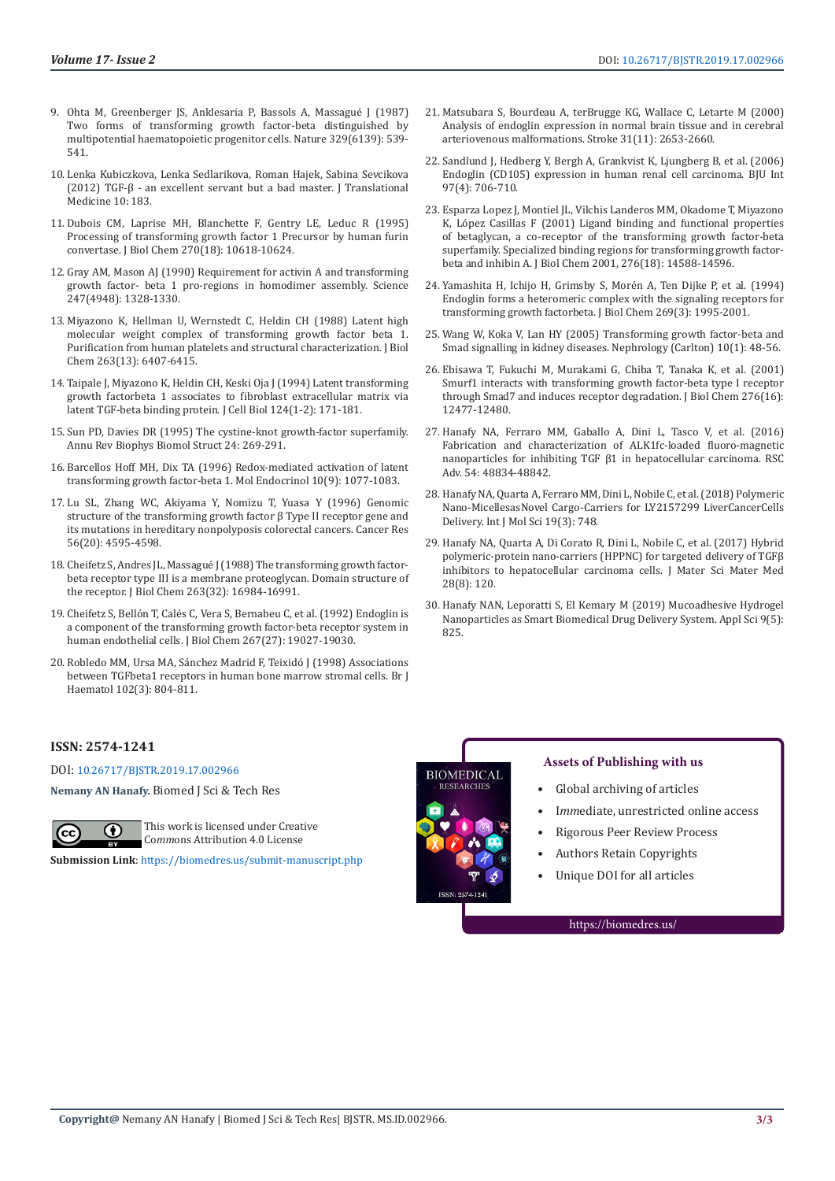9. Ohta M, Greenberger JS, Anklesaria P, Bassols A, Massagué J (1987) Two forms of transforming growth factor-beta distinguished by multipotential haematopoietic progenitor cells. Nature 329(6139): 539-541.
10. Lenka Kubiczkova, Lenka Sedlarikova, Roman Hajek, Sabina Sevcikova (2012) TGF-β - an excellent servant but a bad master. J Translational Medicine 10: 183.
11. Dubois CM, Laprise MH, Blanchette F, Gentry LE, Leduc R (1995) Processing of transforming growth factor 1 Precursor by human furin convertase. J Biol Chem 270(18): 10618-10624.
12. Gray AM, Mason AJ (1990) Requirement for activin A and transforming growth factor- beta 1 pro-regions in homodimer assembly. Science 247(4948): 1328-1330.
13. Miyazono K, Hellman U, Wernstedt C, Heldin CH (1988) Latent high molecular weight complex of transforming growth factor beta 1. Purification from human platelets and structural characterization. J Biol Chem 263(13): 6407-6415.
14. Taipale J, Miyazono K, Heldin CH, Keski Oja J (1994) Latent transforming growth factorbeta 1 associates to fibroblast extracellular matrix via latent TGF-beta binding protein. J Cell Biol 124(1-2): 171-181.
15. Sun PD, Davies DR (1995) The cystine-knot growth-factor superfamily. Annu Rev Biophys Biomol Struct 24: 269-291.
16. Barcellos Hoff MH, Dix TA (1996) Redox-mediated activation of latent transforming growth factor-beta 1. Mol Endocrinol 10(9): 1077-1083.
17. Lu SL, Zhang WC, Akiyama Y, Nomizu T, Yuasa Y (1996) Genomic structure of the transforming growth factor β Type II receptor gene and its mutations in hereditary nonpolyposis colorectal cancers. Cancer Res 56(20): 4595-4598.
18. Cheifetz S, Andres JL, Massagué J (1988) The transforming growth factor-beta receptor type III is a membrane proteoglycan. Domain structure of the receptor. J Biol Chem 263(32): 16984-16991.
19. Cheifetz S, Bellón T, Calés C, Vera S, Bernabeu C, et al. (1992) Endoglin is a component of the transforming growth factor-beta receptor system in human endothelial cells. J Biol Chem 267(27): 19027-19030.
20. Robledo MM, Ursa MA, Sánchez Madrid F, Teixidó J (1998) Associations between TGFbeta1 receptors in human bone marrow stromal cells. Br J Haematol 102(3): 804-811.
21. Matsubara S, Bourdeau A, terBrugge KG, Wallace C, Letarte M (2000) Analysis of endoglin expression in normal brain tissue and in cerebral arteriovenous malformations. Stroke 31(11): 2653-2660.
22. Sandlund J, Hedberg Y, Bergh A, Grankvist K, Ljungberg B, et al. (2006) Endoglin (CD105) expression in human renal cell carcinoma. BJU Int 97(4): 706-710.
23. Esparza Lopez J, Montiel JL, Vilchis Landeros MM, Okadome T, Miyazono K, López Casillas F (2001) Ligand binding and functional properties of betaglycan, a co-receptor of the transforming growth factor-beta superfamily. Specialized binding regions for transforming growth factor-beta and inhibin A. J Biol Chem 2001, 276(18): 14588-14596.
24. Yamashita H, Ichijo H, Grimsby S, Morén A, Ten Dijke P, et al. (1994) Endoglin forms a heteromeric complex with the signaling receptors for transforming growth factorbeta. J Biol Chem 269(3): 1995-2001.
25. Wang W, Koka V, Lan HY (2005) Transforming growth factor-beta and Smad signalling in kidney diseases. Nephrology (Carlton) 10(1): 48-56.
26. Ebisawa T, Fukuchi M, Murakami G, Chiba T, Tanaka K, et al. (2001) Smurf1 interacts with transforming growth factor-beta type I receptor through Smad7 and induces receptor degradation. J Biol Chem 276(16): 12477-12480.
27. Hanafy NA, Ferraro MM, Gaballo A, Dini L, Tasco V, et al. (2016) Fabrication and characterization of ALK1fc-loaded fluoro-magnetic nanoparticles for inhibiting TGF β1 in hepatocellular carcinoma. RSC Adv. 54: 48834-48842.
28. Hanafy NA, Quarta A, Ferraro MM, Dini L, Nobile C, et al. (2018) Polymeric Nano-MicellesasNovel Cargo-Carriers for LY2157299 LiverCancerCells Delivery. Int J Mol Sci 19(3): 748.
29. Hanafy NA, Quarta A, Di Corato R, Dini L, Nobile C, et al. (2017) Hybrid polymeric-protein nano-carriers (HPPNC) for targeted delivery of TGFβ inhibitors to hepatocellular carcinoma cells. J Mater Sci Mater Med 28(8): 120.
30. Hanafy NAN, Leporatti S, El Kemary M (2019) Mucoadhesive Hydrogel Nanoparticles as Smart Biomedical Drug Delivery System. Appl Sci 9(5): 825.

**ISSN: 2574-1241**

DOI: 10.26717/BJSTR.2019.17.002966

**Nemany AN Hanafy.** Biomed J Sci & Tech Res

This work is licensed under Creative Commons Attribution 4.0 License

**Submission Link**: https://biomedres.us/submit-manuscript.php

**Assets of Publishing with us**

- Global archiving of articles
- Immediate, unrestricted online access
- Rigorous Peer Review Process
- Authors Retain Copyrights
- Unique DOI for all articles

https://biomedres.us/